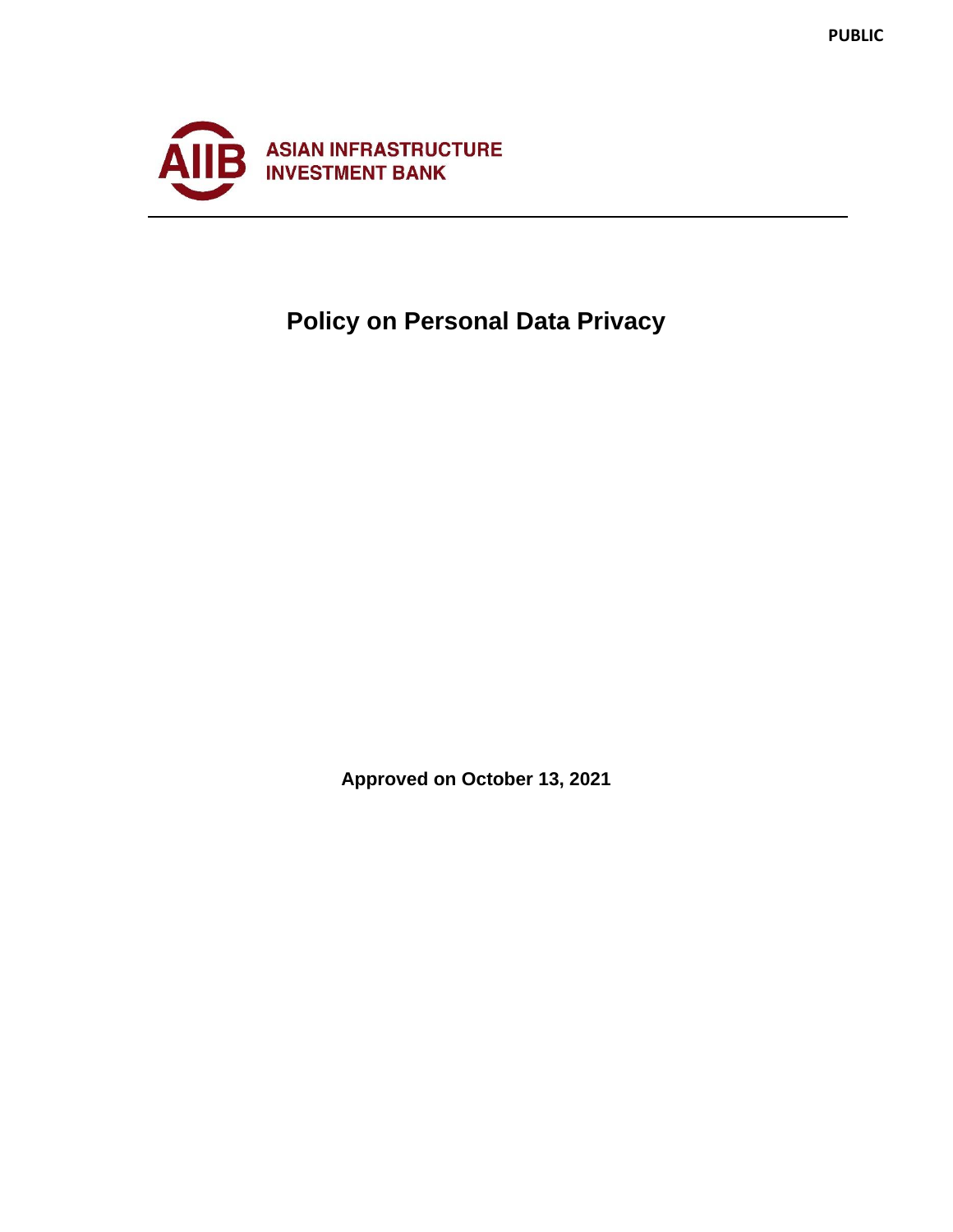PUBLIC

ASIAN INFRASTRUCTURE INVESTMENT BANK

# Policy on Personal Data Privacy

**Approved on October 13, 2021**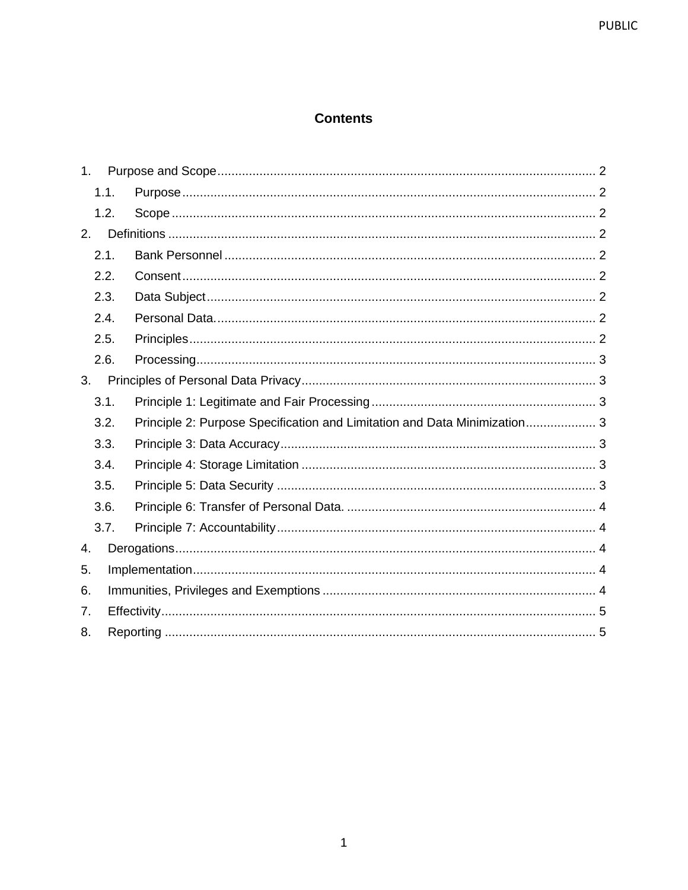# Contents

1. Purpose and Scope ........................................................................................................... 2
   1.1. Purpose ..................................................................................................................... 2
   1.2. Scope ........................................................................................................................ 2
2. Definitions ......................................................................................................................... 2
   2.1. Bank Personnel ......................................................................................................... 2
   2.2. Consent ..................................................................................................................... 2
   2.3. Data Subject .............................................................................................................. 2
   2.4. Personal Data. ........................................................................................................... 2
   2.5. Principles ................................................................................................................... 2
   2.6. Processing ................................................................................................................. 3
3. Principles of Personal Data Privacy ................................................................................... 3
   3.1. Principle 1: Legitimate and Fair Processing ................................................................ 3
   3.2. Principle 2: Purpose Specification and Limitation and Data Minimization .................... 3
   3.3. Principle 3: Data Accuracy .......................................................................................... 3
   3.4. Principle 4: Storage Limitation .................................................................................... 3
   3.5. Principle 5: Data Security ........................................................................................... 3
   3.6. Principle 6: Transfer of Personal Data. ....................................................................... 4
   3.7. Principle 7: Accountability ........................................................................................... 4
4. Derogations ........................................................................................................................ 4
5. Implementation ................................................................................................................... 4
6. Immunities, Privileges and Exemptions .............................................................................. 4
7. Effectivity ............................................................................................................................ 5
8. Reporting ............................................................................................................................ 5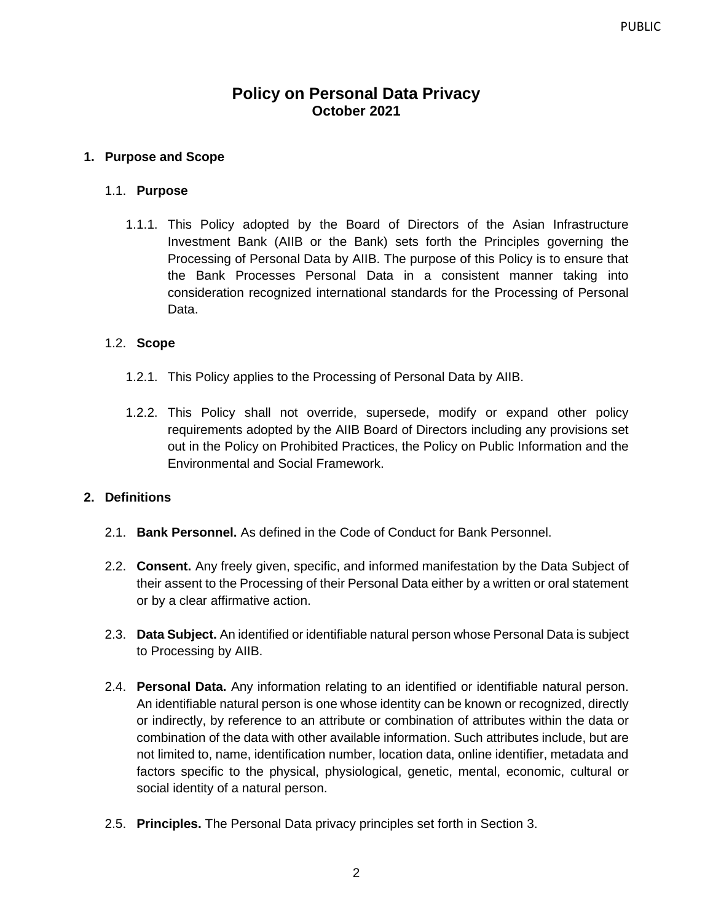# Policy on Personal Data Privacy
**October 2021**

## 1. Purpose and Scope

### 1.1. Purpose

1.1.1. This Policy adopted by the Board of Directors of the Asian Infrastructure Investment Bank (AIIB or the Bank) sets forth the Principles governing the Processing of Personal Data by AIIB. The purpose of this Policy is to ensure that the Bank Processes Personal Data in a consistent manner taking into consideration recognized international standards for the Processing of Personal Data.

### 1.2. Scope

1.2.1. This Policy applies to the Processing of Personal Data by AIIB.

1.2.2. This Policy shall not override, supersede, modify or expand other policy requirements adopted by the AIIB Board of Directors including any provisions set out in the Policy on Prohibited Practices, the Policy on Public Information and the Environmental and Social Framework.

## 2. Definitions

2.1. **Bank Personnel.** As defined in the Code of Conduct for Bank Personnel.

2.2. **Consent.** Any freely given, specific, and informed manifestation by the Data Subject of their assent to the Processing of their Personal Data either by a written or oral statement or by a clear affirmative action.

2.3. **Data Subject.** An identified or identifiable natural person whose Personal Data is subject to Processing by AIIB.

2.4. **Personal Data.** Any information relating to an identified or identifiable natural person. An identifiable natural person is one whose identity can be known or recognized, directly or indirectly, by reference to an attribute or combination of attributes within the data or combination of the data with other available information. Such attributes include, but are not limited to, name, identification number, location data, online identifier, metadata and factors specific to the physical, physiological, genetic, mental, economic, cultural or social identity of a natural person.

2.5. **Principles.** The Personal Data privacy principles set forth in Section 3.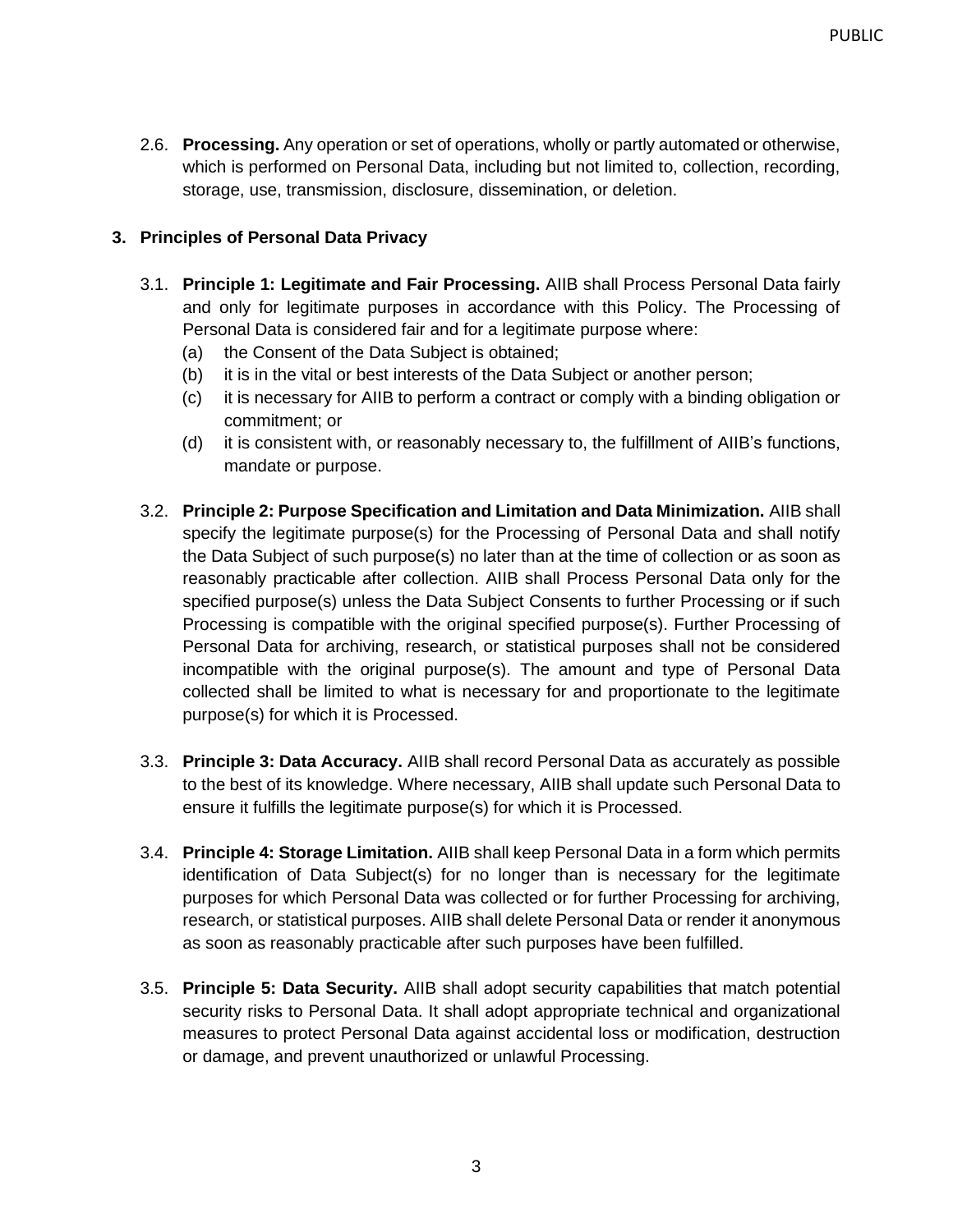2.6. **Processing.** Any operation or set of operations, wholly or partly automated or otherwise, which is performed on Personal Data, including but not limited to, collection, recording, storage, use, transmission, disclosure, dissemination, or deletion.

## 3. Principles of Personal Data Privacy

3.1. **Principle 1: Legitimate and Fair Processing.** AIIB shall Process Personal Data fairly and only for legitimate purposes in accordance with this Policy. The Processing of Personal Data is considered fair and for a legitimate purpose where:

- (a) the Consent of the Data Subject is obtained;
- (b) it is in the vital or best interests of the Data Subject or another person;
- (c) it is necessary for AIIB to perform a contract or comply with a binding obligation or commitment; or
- (d) it is consistent with, or reasonably necessary to, the fulfillment of AIIB's functions, mandate or purpose.

3.2. **Principle 2: Purpose Specification and Limitation and Data Minimization.** AIIB shall specify the legitimate purpose(s) for the Processing of Personal Data and shall notify the Data Subject of such purpose(s) no later than at the time of collection or as soon as reasonably practicable after collection. AIIB shall Process Personal Data only for the specified purpose(s) unless the Data Subject Consents to further Processing or if such Processing is compatible with the original specified purpose(s). Further Processing of Personal Data for archiving, research, or statistical purposes shall not be considered incompatible with the original purpose(s). The amount and type of Personal Data collected shall be limited to what is necessary for and proportionate to the legitimate purpose(s) for which it is Processed.

3.3. **Principle 3: Data Accuracy.** AIIB shall record Personal Data as accurately as possible to the best of its knowledge. Where necessary, AIIB shall update such Personal Data to ensure it fulfills the legitimate purpose(s) for which it is Processed.

3.4. **Principle 4: Storage Limitation.** AIIB shall keep Personal Data in a form which permits identification of Data Subject(s) for no longer than is necessary for the legitimate purposes for which Personal Data was collected or for further Processing for archiving, research, or statistical purposes. AIIB shall delete Personal Data or render it anonymous as soon as reasonably practicable after such purposes have been fulfilled.

3.5. **Principle 5: Data Security.** AIIB shall adopt security capabilities that match potential security risks to Personal Data. It shall adopt appropriate technical and organizational measures to protect Personal Data against accidental loss or modification, destruction or damage, and prevent unauthorized or unlawful Processing.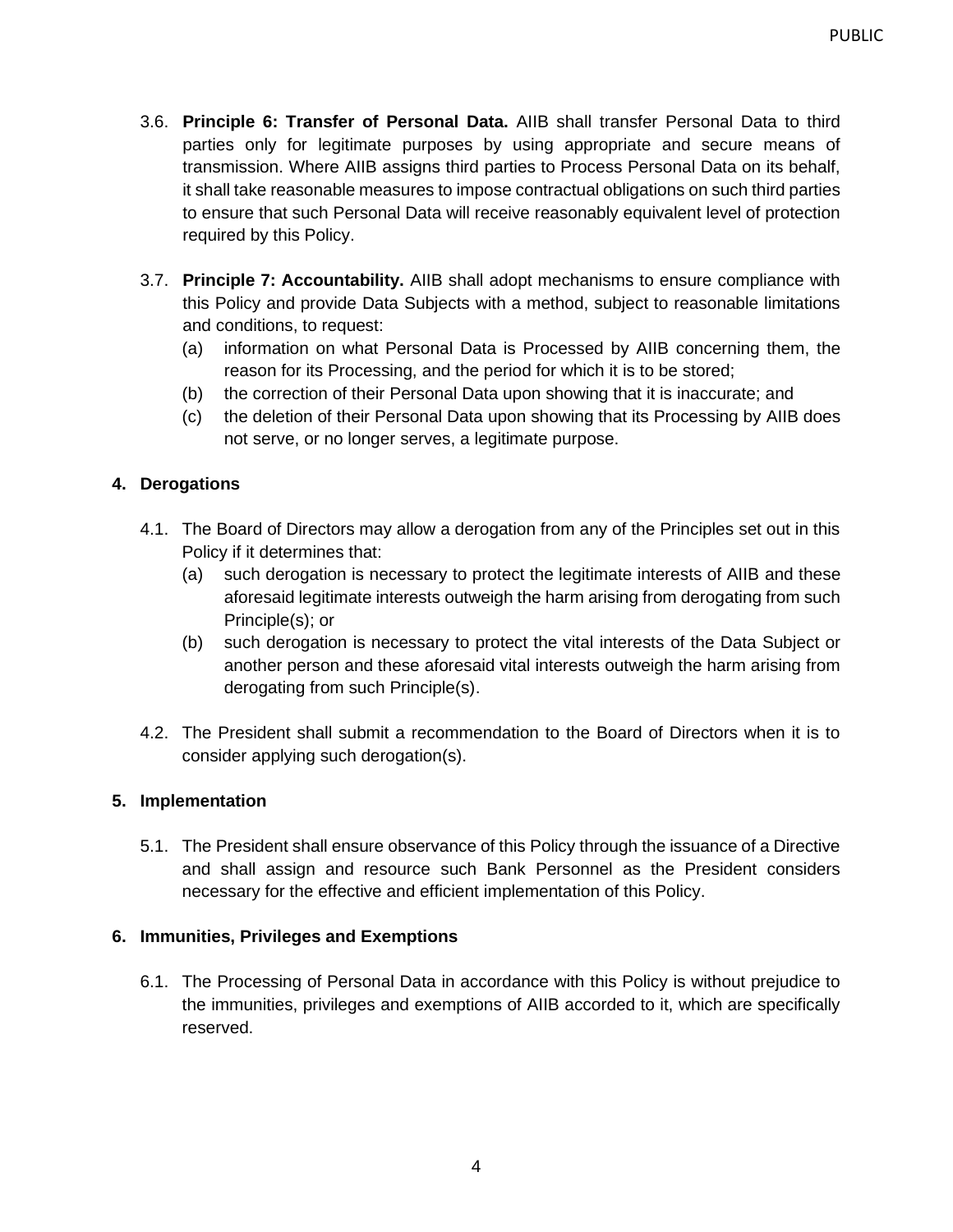3.6. **Principle 6: Transfer of Personal Data.** AIIB shall transfer Personal Data to third parties only for legitimate purposes by using appropriate and secure means of transmission. Where AIIB assigns third parties to Process Personal Data on its behalf, it shall take reasonable measures to impose contractual obligations on such third parties to ensure that such Personal Data will receive reasonably equivalent level of protection required by this Policy.

3.7. **Principle 7: Accountability.** AIIB shall adopt mechanisms to ensure compliance with this Policy and provide Data Subjects with a method, subject to reasonable limitations and conditions, to request:

(a) information on what Personal Data is Processed by AIIB concerning them, the reason for its Processing, and the period for which it is to be stored;

(b) the correction of their Personal Data upon showing that it is inaccurate; and

(c) the deletion of their Personal Data upon showing that its Processing by AIIB does not serve, or no longer serves, a legitimate purpose.

## 4. Derogations

4.1. The Board of Directors may allow a derogation from any of the Principles set out in this Policy if it determines that:

(a) such derogation is necessary to protect the legitimate interests of AIIB and these aforesaid legitimate interests outweigh the harm arising from derogating from such Principle(s); or

(b) such derogation is necessary to protect the vital interests of the Data Subject or another person and these aforesaid vital interests outweigh the harm arising from derogating from such Principle(s).

4.2. The President shall submit a recommendation to the Board of Directors when it is to consider applying such derogation(s).

## 5. Implementation

5.1. The President shall ensure observance of this Policy through the issuance of a Directive and shall assign and resource such Bank Personnel as the President considers necessary for the effective and efficient implementation of this Policy.

## 6. Immunities, Privileges and Exemptions

6.1. The Processing of Personal Data in accordance with this Policy is without prejudice to the immunities, privileges and exemptions of AIIB accorded to it, which are specifically reserved.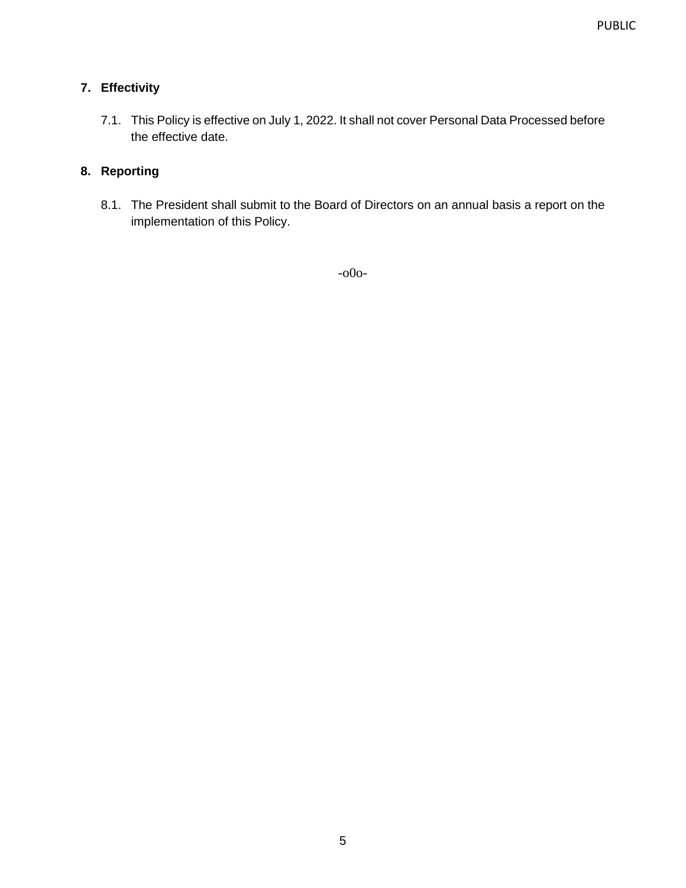## 7. Effectivity

7.1. This Policy is effective on July 1, 2022. It shall not cover Personal Data Processed before the effective date.

## 8. Reporting

8.1. The President shall submit to the Board of Directors on an annual basis a report on the implementation of this Policy.

-o0o-